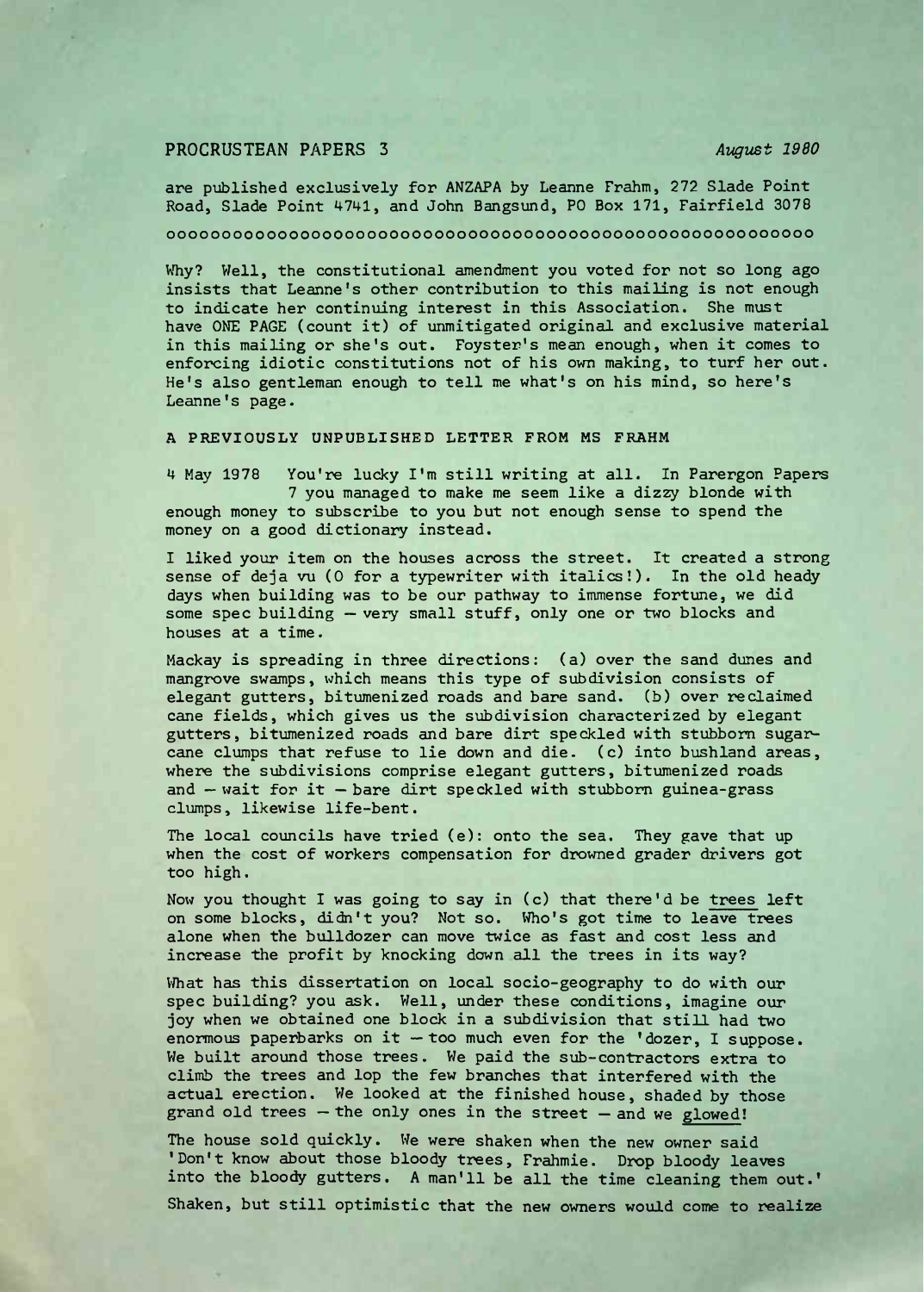PROCRUSTEAN PAPERS 3 *August 1980*

are published exclusively for ANZAPA by Leanne Frahm, 272 Slade Point Road, Slade Point 4741, and John Bangsund, PO Box 171, Fairfield 3078

oooooooooooooooooooooooooooooooooooooooooooooooooooooooo

Why? Well, the constitutional amendment you voted for not so long ago insists that Leanne's other contribution to this mailing is not enough to indicate her continuing interest in this Association. She must have ONE PAGE (count it) of unmitigated original and exclusive material in this mailing or she's out. Foyster's mean enough, when it comes to enforcing idiotic constitutions not of his own making, to turf her out. He's also gentleman enough to tell me what's on his mind, so here's Leanne's page.

A PREVIOUSLY UNPUBLISHED LETTER FROM MS FRAHM

4 May 1978 You're lucky I'm still writing at all. In Parergon Papers 7 you managed to make me seem like a dizzy blonde with enough money to subscribe to you but not enough sense to spend the money on a good dictionary instead.

I liked your item on the houses across the street. It created a strong sense of deja vu (O for a typewriter with italics!). In the old heady days when building was to be our pathway to immense fortune, we did some spec building – very small stuff, only one or two blocks and houses at a time.

Mackay is spreading in three directions: (a) over the sand dunes and mangrove swamps, which means this type of subdivision consists of elegant gutters, bitumenized roads and bare sand. (b) over reclaimed cane fields, which gives us the subdivision characterized by elegant gutters, bitumenized roads and bare dirt speckled with stubborn sugarcane clumps that refuse to lie down and die. (c) into bushland areas, where the subdivisions comprise elegant gutters, bitumenized roads and – wait for it – bare dirt speckled with stubborn guinea-grass clumps, likewise life-bent.

The local councils have tried (e): onto the sea. They gave that up when the cost of workers compensation for drowned grader drivers got too high.

Now you thought I was going to say in (c) that there'd be trees left on some blocks, didn't you? Not so. Who's got time to leave trees alone when the bulldozer can move twice as fast and cost less and increase the profit by knocking down all the trees in its way?

What has this dissertation on local socio-geography to do with our spec building? you ask. Well, under these conditions, imagine our joy when we obtained one block in a subdivision that still had two enormous paperbarks on it – too much even for the 'dozer, I suppose. We built around those trees. We paid the sub-contractors extra to climb the trees and lop the few branches that interfered with the actual erection. We looked at the finished house, shaded by those grand old trees – the only ones in the street – and we glowed!

The house sold quickly. We were shaken when the new owner said 'Don't know about those bloody trees, Frahmie. Drop bloody leaves into the bloody gutters. A man'll be all the time cleaning them out.'

Shaken, but still optimistic that the new owners would come to realize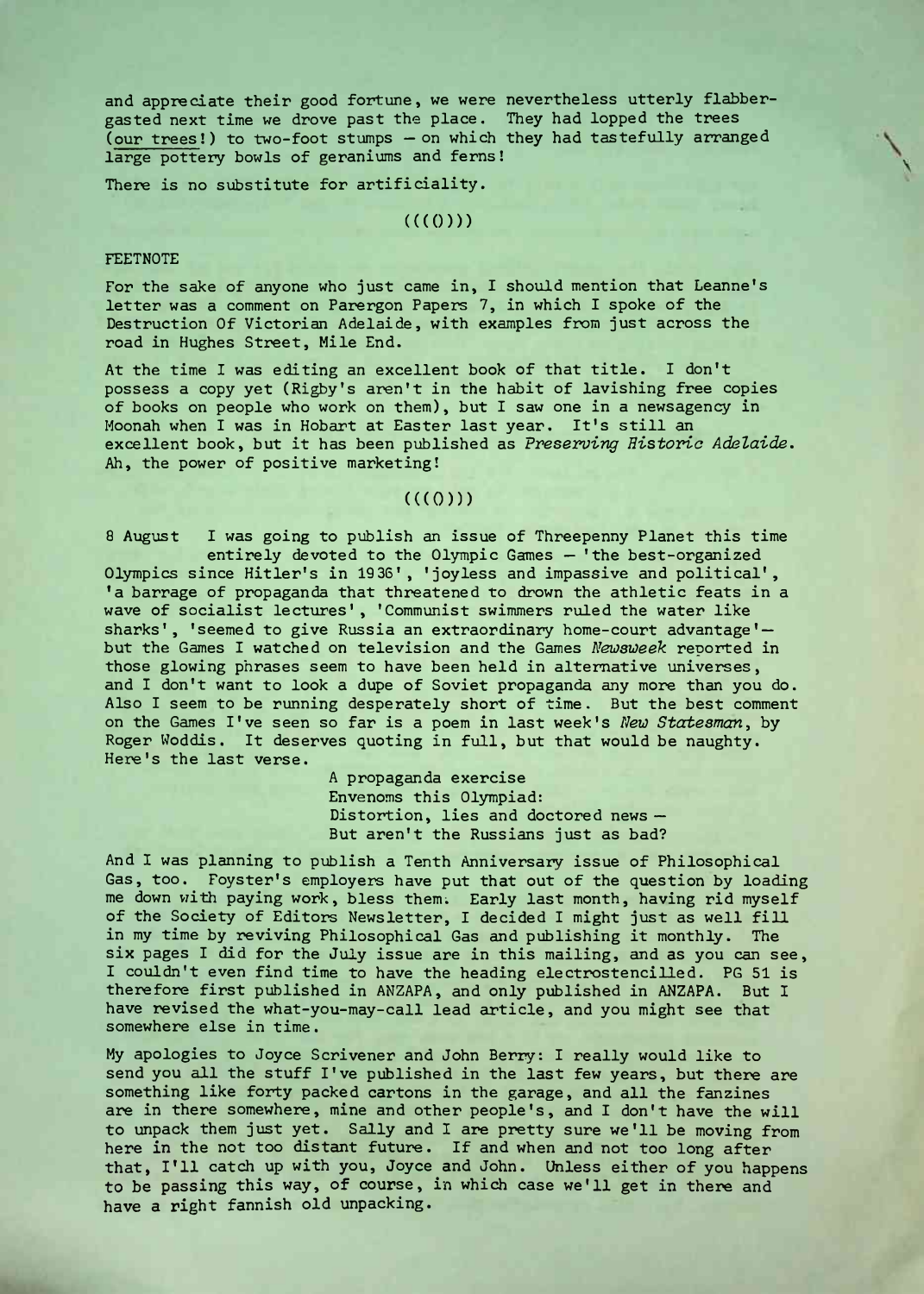and appreciate their good fortune, we were nevertheless utterly flabbergasted next time we drove past the place. They had lopped the trees (our trees!) to two-foot stumps – on which they had tastefully arranged large pottery bowls of geraniums and ferns!

There is no substitute for artificiality.

((()))

FEETNOTE

For the sake of anyone who just came in, I should mention that Leanne's letter was a comment on Parergon Papers 7, in which I spoke of the Destruction Of Victorian Adelaide, with examples from just across the road in Hughes Street, Mile End.

At the time I was editing an excellent book of that title. I don't possess a copy yet (Rigby's aren't in the habit of lavishing free copies of books on people who work on them), but I saw one in a newsagency in Moonah when I was in Hobart at Easter last year. It's still an excellent book, but it has been published as *Preserving Historic Adelaide*. Ah, the power of positive marketing!

((()))

8 August I was going to publish an issue of Threepenny Planet this time entirely devoted to the Olympic Games – 'the best-organized Olympics since Hitler's in 1936', 'joyless and impassive and political', 'a barrage of propaganda that threatened to drown the athletic feats in a wave of socialist lectures', 'Communist swimmers ruled the water like sharks', 'seemed to give Russia an extraordinary home-court advantage'– but the Games I watched on television and the Games *Newsweek* reported in those glowing phrases seem to have been held in alternative universes, and I don't want to look a dupe of Soviet propaganda any more than you do. Also I seem to be running desperately short of time. But the best comment on the Games I've seen so far is a poem in last week's *New Statesman*, by Roger Woddis. It deserves quoting in full, but that would be naughty. Here's the last verse.

> A propaganda exercise
> Envenoms this Olympiad:
> Distortion, lies and doctored news –
> But aren't the Russians just as bad?

And I was planning to publish a Tenth Anniversary issue of Philosophical Gas, too. Foyster's employers have put that out of the question by loading me down with paying work, bless them. Early last month, having rid myself of the Society of Editors Newsletter, I decided I might just as well fill in my time by reviving Philosophical Gas and publishing it monthly. The six pages I did for the July issue are in this mailing, and as you can see, I couldn't even find time to have the heading electrostencilled. PG 51 is therefore first published in ANZAPA, and only published in ANZAPA. But I have revised the what-you-may-call lead article, and you might see that somewhere else in time.

My apologies to Joyce Scrivener and John Berry: I really would like to send you all the stuff I've published in the last few years, but there are something like forty packed cartons in the garage, and all the fanzines are in there somewhere, mine and other people's, and I don't have the will to unpack them just yet. Sally and I are pretty sure we'll be moving from here in the not too distant future. If and when and not too long after that, I'll catch up with you, Joyce and John. Unless either of you happens to be passing this way, of course, in which case we'll get in there and have a right fannish old unpacking.